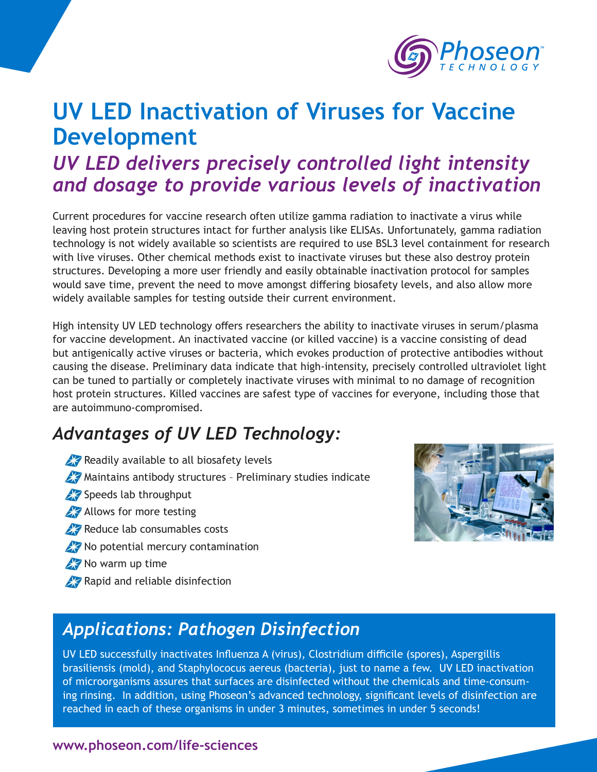Phoseon TECHNOLOGY

# UV LED Inactivation of Viruses for Vaccine Development

## *UV LED delivers precisely controlled light intensity and dosage to provide various levels of inactivation*

Current procedures for vaccine research often utilize gamma radiation to inactivate a virus while leaving host protein structures intact for further analysis like ELISAs. Unfortunately, gamma radiation technology is not widely available so scientists are required to use BSL3 level containment for research with live viruses. Other chemical methods exist to inactivate viruses but these also destroy protein structures. Developing a more user friendly and easily obtainable inactivation protocol for samples would save time, prevent the need to move amongst differing biosafety levels, and also allow more widely available samples for testing outside their current environment.

High intensity UV LED technology offers researchers the ability to inactivate viruses in serum/plasma for vaccine development. An inactivated vaccine (or killed vaccine) is a vaccine consisting of dead but antigenically active viruses or bacteria, which evokes production of protective antibodies without causing the disease. Preliminary data indicate that high-intensity, precisely controlled ultraviolet light can be tuned to partially or completely inactivate viruses with minimal to no damage of recognition host protein structures. Killed vaccines are safest type of vaccines for everyone, including those that are autoimmuno-compromised.

## *Advantages of UV LED Technology:*

- Readily available to all biosafety levels
- Maintains antibody structures – Preliminary studies indicate
- Speeds lab throughput
- Allows for more testing
- Reduce lab consumables costs
- No potential mercury contamination
- No warm up time
- Rapid and reliable disinfection

## *Applications: Pathogen Disinfection*

UV LED successfully inactivates Influenza A (virus), Clostridium difficile (spores), Aspergillis brasiliensis (mold), and Staphylococus aereus (bacteria), just to name a few. UV LED inactivation of microorganisms assures that surfaces are disinfected without the chemicals and time-consuming rinsing. In addition, using Phoseon's advanced technology, significant levels of disinfection are reached in each of these organisms in under 3 minutes, sometimes in under 5 seconds!

**www.phoseon.com/life-sciences**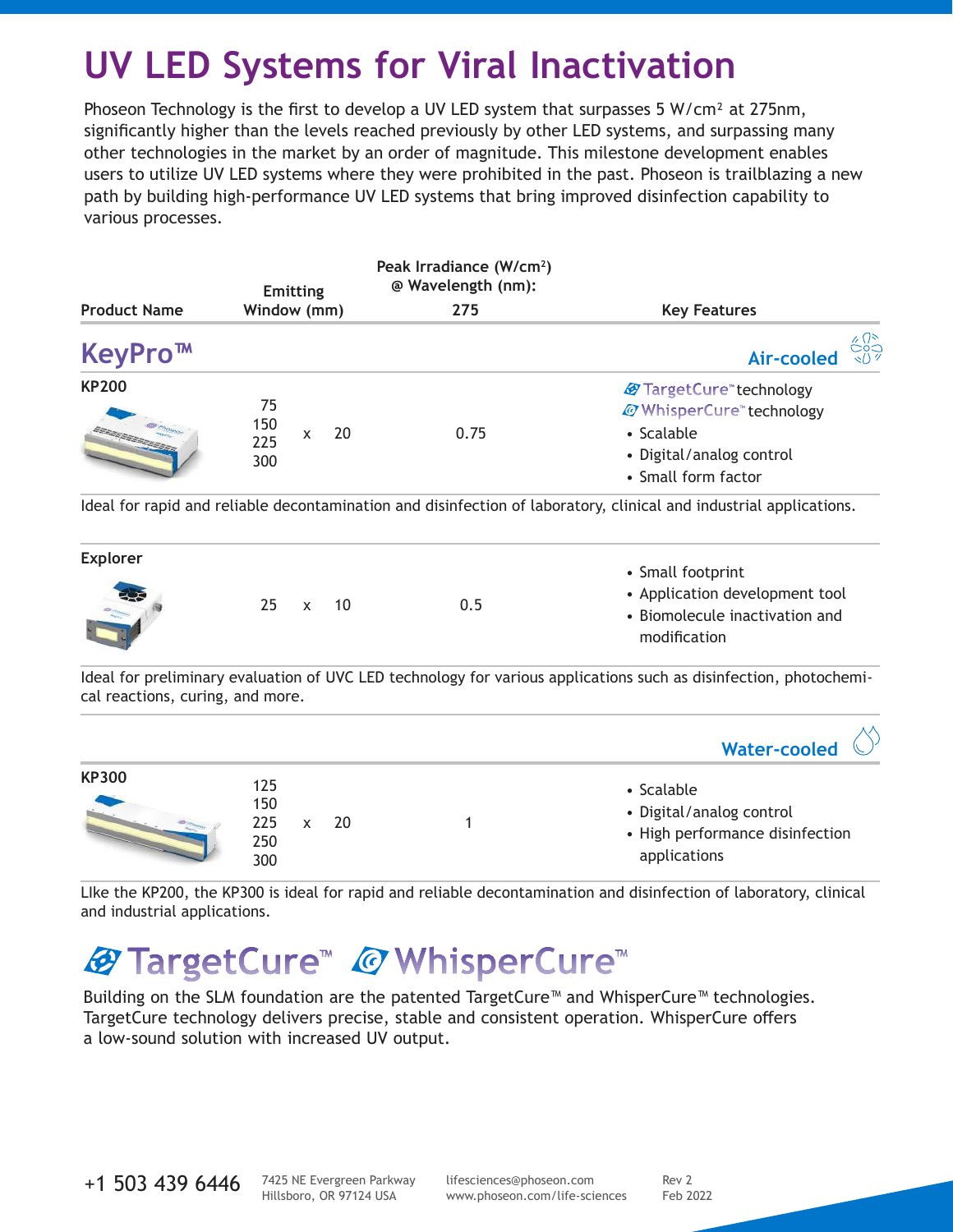# UV LED Systems for Viral Inactivation

Phoseon Technology is the first to develop a UV LED system that surpasses 5 W/cm² at 275nm, significantly higher than the levels reached previously by other LED systems, and surpassing many other technologies in the market by an order of magnitude. This milestone development enables users to utilize UV LED systems where they were prohibited in the past. Phoseon is trailblazing a new path by building high-performance UV LED systems that bring improved disinfection capability to various processes.

| Product Name | Emitting Window (mm) | Peak Irradiance (W/cm²) @ Wavelength (nm): 275 | Key Features |
|---|---|---|---|
| **KeyPro™** | | | **Air-cooled** |
| **KP200** | 75 / 150 / 225 / 300 x 20 | 0.75 | TargetCure™ technology<br>WhisperCure™ technology<br>• Scalable<br>• Digital/analog control<br>• Small form factor |
| Ideal for rapid and reliable decontamination and disinfection of laboratory, clinical and industrial applications. | | | |
| **Explorer** | 25 x 10 | 0.5 | • Small footprint<br>• Application development tool<br>• Biomolecule inactivation and modification |
| Ideal for preliminary evaluation of UVC LED technology for various applications such as disinfection, photochemical reactions, curing, and more. | | | |
| | | | **Water-cooled** |
| **KP300** | 125 / 150 / 225 / 250 / 300 x 20 | 1 | • Scalable<br>• Digital/analog control<br>• High performance disinfection applications |
| LIke the KP200, the KP300 is ideal for rapid and reliable decontamination and disinfection of laboratory, clinical and industrial applications. | | | |

## TargetCure™ WhisperCure™

Building on the SLM foundation are the patented TargetCure™ and WhisperCure™ technologies. TargetCure technology delivers precise, stable and consistent operation. WhisperCure offers a low-sound solution with increased UV output.

+1 503 439 6446

7425 NE Evergreen Parkway
Hillsboro, OR 97124 USA

lifesciences@phoseon.com
www.phoseon.com/life-sciences

Rev 2
Feb 2022